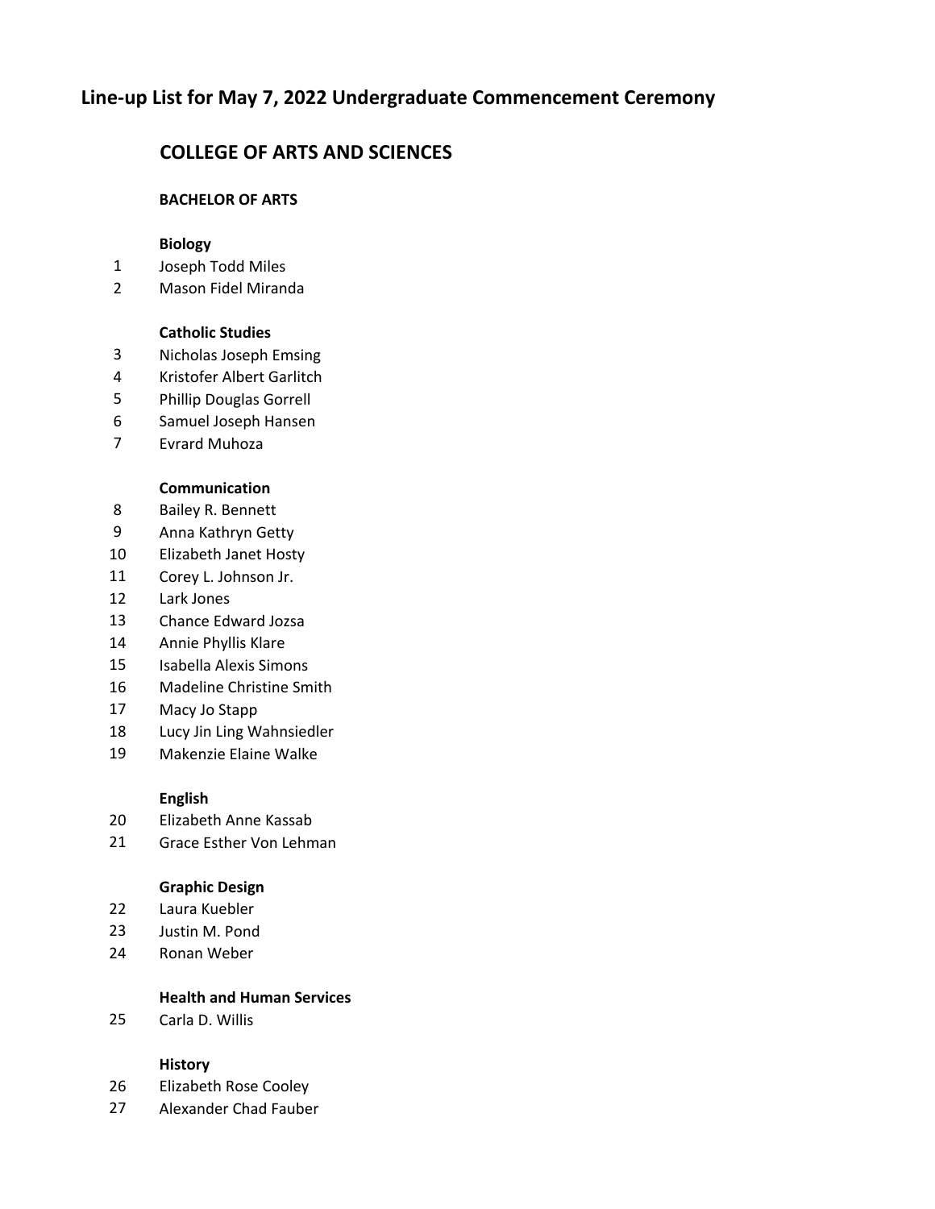# Line-up List for May 7, 2022 Undergraduate Commencement Ceremony

## COLLEGE OF ARTS AND SCIENCES

### BACHELOR OF ARTS

#### Biology

1 Joseph Todd Miles
2 Mason Fidel Miranda

#### Catholic Studies

3 Nicholas Joseph Emsing
4 Kristofer Albert Garlitch
5 Phillip Douglas Gorrell
6 Samuel Joseph Hansen
7 Evrard Muhoza

#### Communication

8 Bailey R. Bennett
9 Anna Kathryn Getty
10 Elizabeth Janet Hosty
11 Corey L. Johnson Jr.
12 Lark Jones
13 Chance Edward Jozsa
14 Annie Phyllis Klare
15 Isabella Alexis Simons
16 Madeline Christine Smith
17 Macy Jo Stapp
18 Lucy Jin Ling Wahnsiedler
19 Makenzie Elaine Walke

#### English

20 Elizabeth Anne Kassab
21 Grace Esther Von Lehman

#### Graphic Design

22 Laura Kuebler
23 Justin M. Pond
24 Ronan Weber

#### Health and Human Services

25 Carla D. Willis

#### History

26 Elizabeth Rose Cooley
27 Alexander Chad Fauber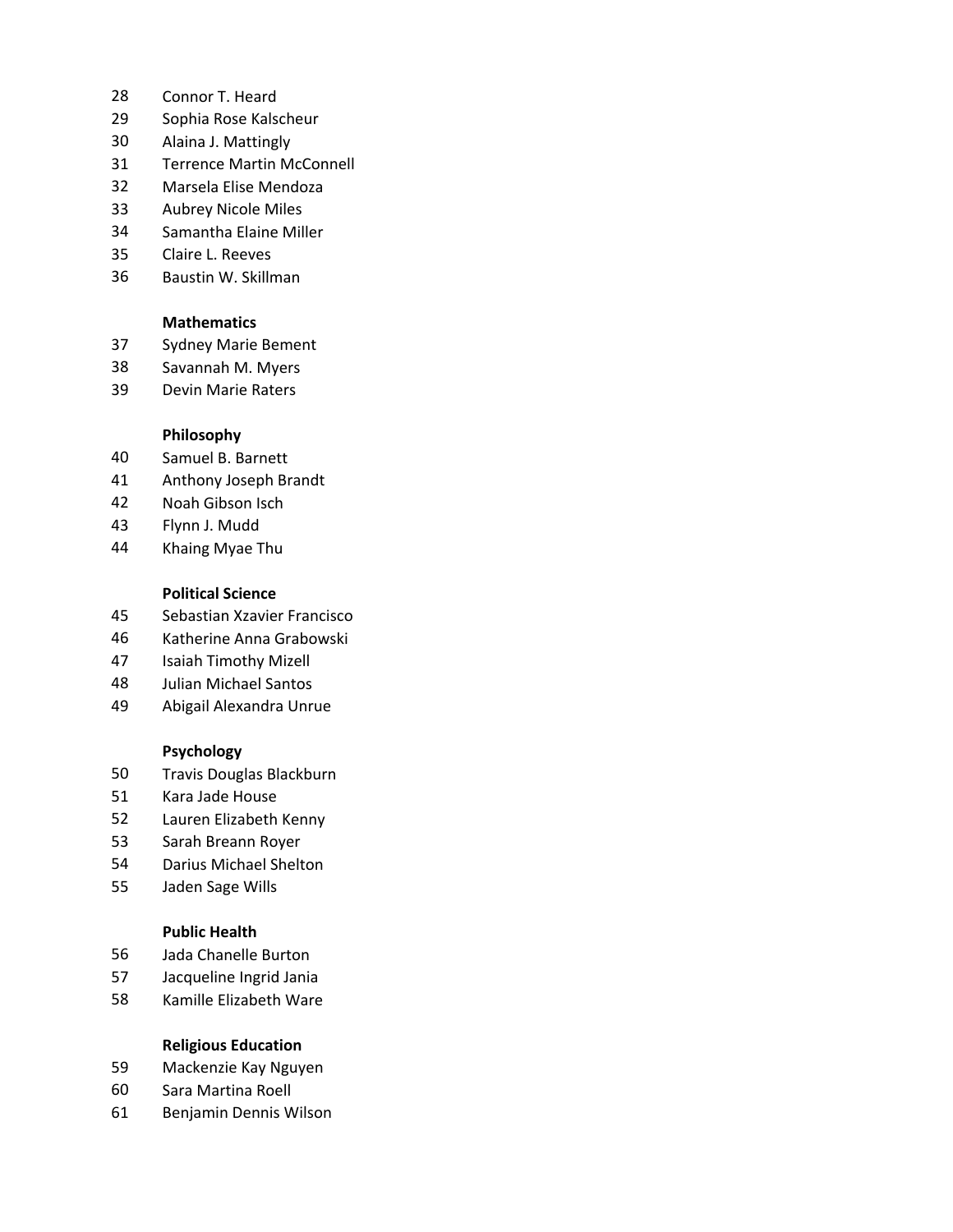28 Connor T. Heard
29 Sophia Rose Kalscheur
30 Alaina J. Mattingly
31 Terrence Martin McConnell
32 Marsela Elise Mendoza
33 Aubrey Nicole Miles
34 Samantha Elaine Miller
35 Claire L. Reeves
36 Baustin W. Skillman

**Mathematics**

37 Sydney Marie Bement
38 Savannah M. Myers
39 Devin Marie Raters

**Philosophy**

40 Samuel B. Barnett
41 Anthony Joseph Brandt
42 Noah Gibson Isch
43 Flynn J. Mudd
44 Khaing Myae Thu

**Political Science**

45 Sebastian Xzavier Francisco
46 Katherine Anna Grabowski
47 Isaiah Timothy Mizell
48 Julian Michael Santos
49 Abigail Alexandra Unrue

**Psychology**

50 Travis Douglas Blackburn
51 Kara Jade House
52 Lauren Elizabeth Kenny
53 Sarah Breann Royer
54 Darius Michael Shelton
55 Jaden Sage Wills

**Public Health**

56 Jada Chanelle Burton
57 Jacqueline Ingrid Jania
58 Kamille Elizabeth Ware

**Religious Education**

59 Mackenzie Kay Nguyen
60 Sara Martina Roell
61 Benjamin Dennis Wilson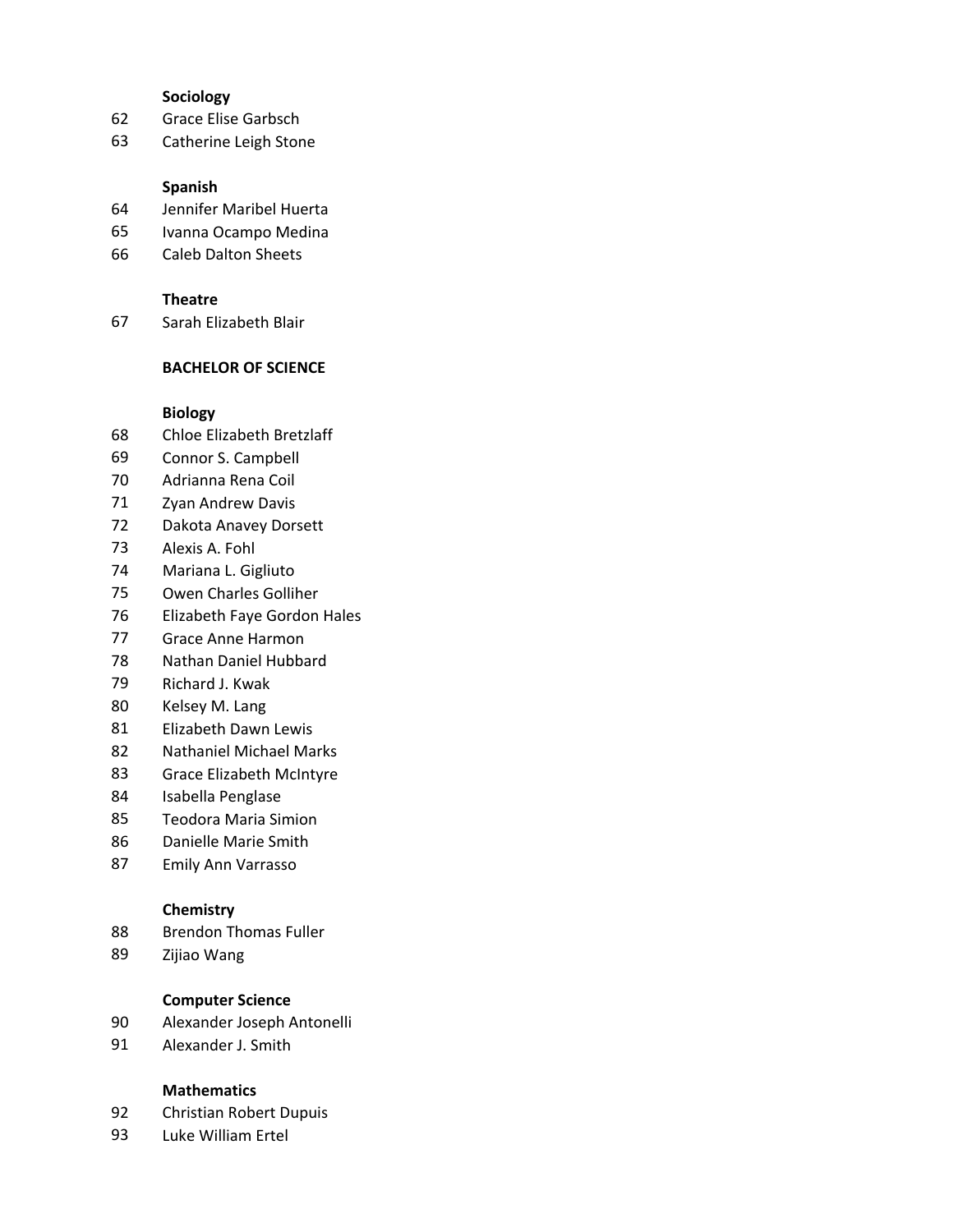**Sociology**

62 Grace Elise Garbsch
63 Catherine Leigh Stone

**Spanish**

64 Jennifer Maribel Huerta
65 Ivanna Ocampo Medina
66 Caleb Dalton Sheets

**Theatre**

67 Sarah Elizabeth Blair

## BACHELOR OF SCIENCE

**Biology**

68 Chloe Elizabeth Bretzlaff
69 Connor S. Campbell
70 Adrianna Rena Coil
71 Zyan Andrew Davis
72 Dakota Anavey Dorsett
73 Alexis A. Fohl
74 Mariana L. Gigliuto
75 Owen Charles Golliher
76 Elizabeth Faye Gordon Hales
77 Grace Anne Harmon
78 Nathan Daniel Hubbard
79 Richard J. Kwak
80 Kelsey M. Lang
81 Elizabeth Dawn Lewis
82 Nathaniel Michael Marks
83 Grace Elizabeth McIntyre
84 Isabella Penglase
85 Teodora Maria Simion
86 Danielle Marie Smith
87 Emily Ann Varrasso

**Chemistry**

88 Brendon Thomas Fuller
89 Zijiao Wang

**Computer Science**

90 Alexander Joseph Antonelli
91 Alexander J. Smith

**Mathematics**

92 Christian Robert Dupuis
93 Luke William Ertel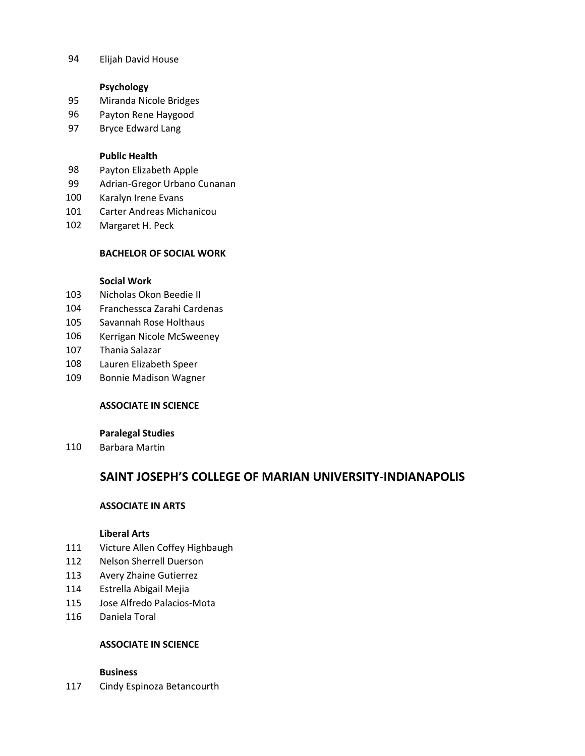94 Elijah David House

**Psychology**

95 Miranda Nicole Bridges
96 Payton Rene Haygood
97 Bryce Edward Lang

**Public Health**

98 Payton Elizabeth Apple
99 Adrian-Gregor Urbano Cunanan
100 Karalyn Irene Evans
101 Carter Andreas Michanicou
102 Margaret H. Peck

**BACHELOR OF SOCIAL WORK**

**Social Work**

103 Nicholas Okon Beedie II
104 Franchessca Zarahi Cardenas
105 Savannah Rose Holthaus
106 Kerrigan Nicole McSweeney
107 Thania Salazar
108 Lauren Elizabeth Speer
109 Bonnie Madison Wagner

**ASSOCIATE IN SCIENCE**

**Paralegal Studies**

110 Barbara Martin

## SAINT JOSEPH'S COLLEGE OF MARIAN UNIVERSITY-INDIANAPOLIS

**ASSOCIATE IN ARTS**

**Liberal Arts**

111 Victure Allen Coffey Highbaugh
112 Nelson Sherrell Duerson
113 Avery Zhaine Gutierrez
114 Estrella Abigail Mejia
115 Jose Alfredo Palacios-Mota
116 Daniela Toral

**ASSOCIATE IN SCIENCE**

**Business**

117 Cindy Espinoza Betancourth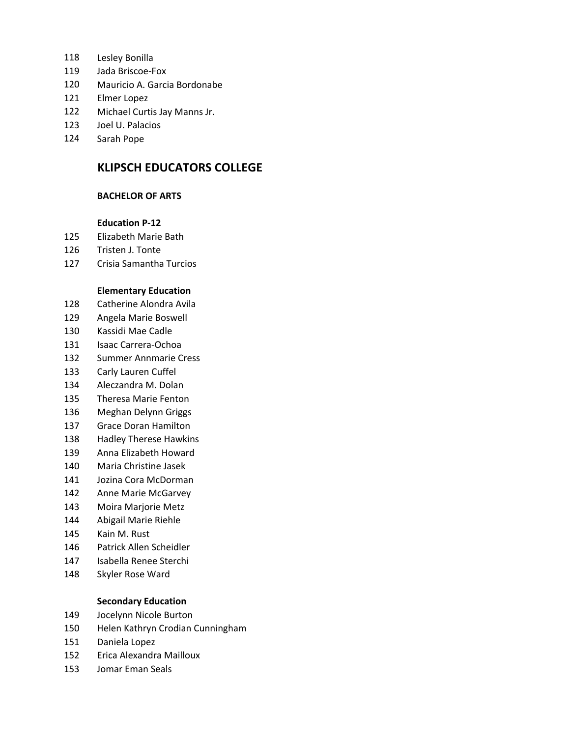118 Lesley Bonilla
119 Jada Briscoe-Fox
120 Mauricio A. Garcia Bordonabe
121 Elmer Lopez
122 Michael Curtis Jay Manns Jr.
123 Joel U. Palacios
124 Sarah Pope

## KLIPSCH EDUCATORS COLLEGE

### BACHELOR OF ARTS

#### Education P-12

125 Elizabeth Marie Bath
126 Tristen J. Tonte
127 Crisia Samantha Turcios

#### Elementary Education

128 Catherine Alondra Avila
129 Angela Marie Boswell
130 Kassidi Mae Cadle
131 Isaac Carrera-Ochoa
132 Summer Annmarie Cress
133 Carly Lauren Cuffel
134 Aleczandra M. Dolan
135 Theresa Marie Fenton
136 Meghan Delynn Griggs
137 Grace Doran Hamilton
138 Hadley Therese Hawkins
139 Anna Elizabeth Howard
140 Maria Christine Jasek
141 Jozina Cora McDorman
142 Anne Marie McGarvey
143 Moira Marjorie Metz
144 Abigail Marie Riehle
145 Kain M. Rust
146 Patrick Allen Scheidler
147 Isabella Renee Sterchi
148 Skyler Rose Ward

#### Secondary Education

149 Jocelynn Nicole Burton
150 Helen Kathryn Crodian Cunningham
151 Daniela Lopez
152 Erica Alexandra Mailloux
153 Jomar Eman Seals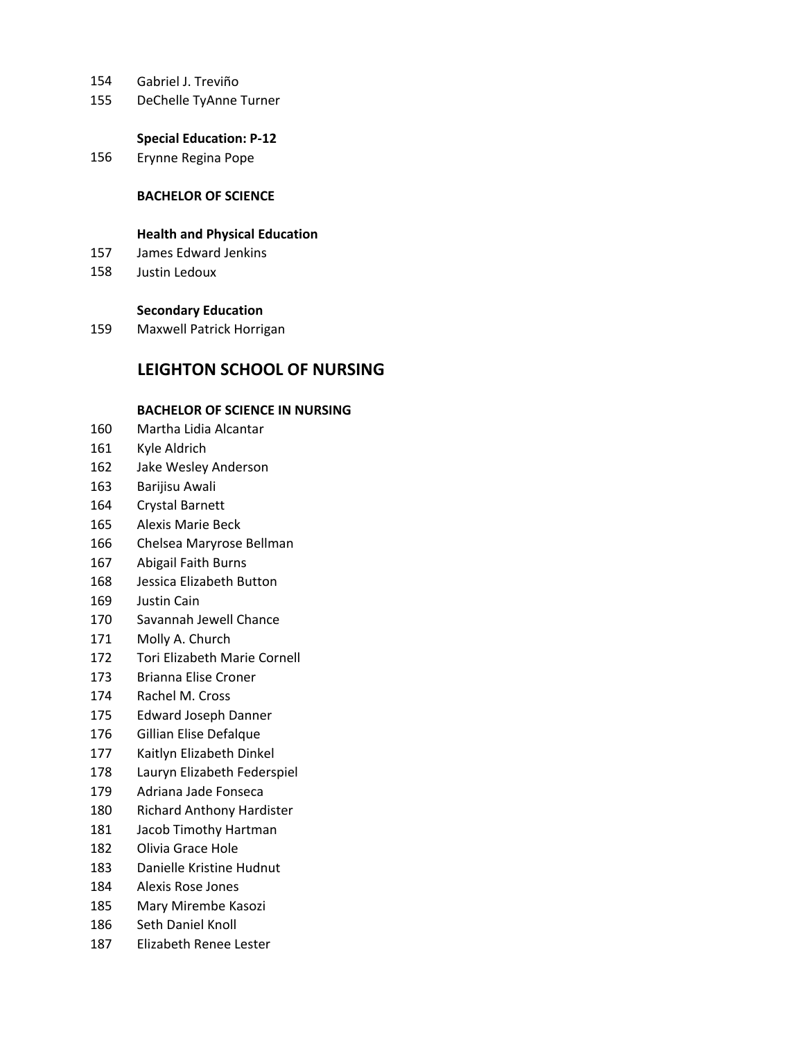154 Gabriel J. Treviño
155 DeChelle TyAnne Turner

**Special Education: P-12**

156 Erynne Regina Pope

**BACHELOR OF SCIENCE**

**Health and Physical Education**

157 James Edward Jenkins
158 Justin Ledoux

**Secondary Education**

159 Maxwell Patrick Horrigan

## LEIGHTON SCHOOL OF NURSING

**BACHELOR OF SCIENCE IN NURSING**

160 Martha Lidia Alcantar
161 Kyle Aldrich
162 Jake Wesley Anderson
163 Barijisu Awali
164 Crystal Barnett
165 Alexis Marie Beck
166 Chelsea Maryrose Bellman
167 Abigail Faith Burns
168 Jessica Elizabeth Button
169 Justin Cain
170 Savannah Jewell Chance
171 Molly A. Church
172 Tori Elizabeth Marie Cornell
173 Brianna Elise Croner
174 Rachel M. Cross
175 Edward Joseph Danner
176 Gillian Elise Defalque
177 Kaitlyn Elizabeth Dinkel
178 Lauryn Elizabeth Federspiel
179 Adriana Jade Fonseca
180 Richard Anthony Hardister
181 Jacob Timothy Hartman
182 Olivia Grace Hole
183 Danielle Kristine Hudnut
184 Alexis Rose Jones
185 Mary Mirembe Kasozi
186 Seth Daniel Knoll
187 Elizabeth Renee Lester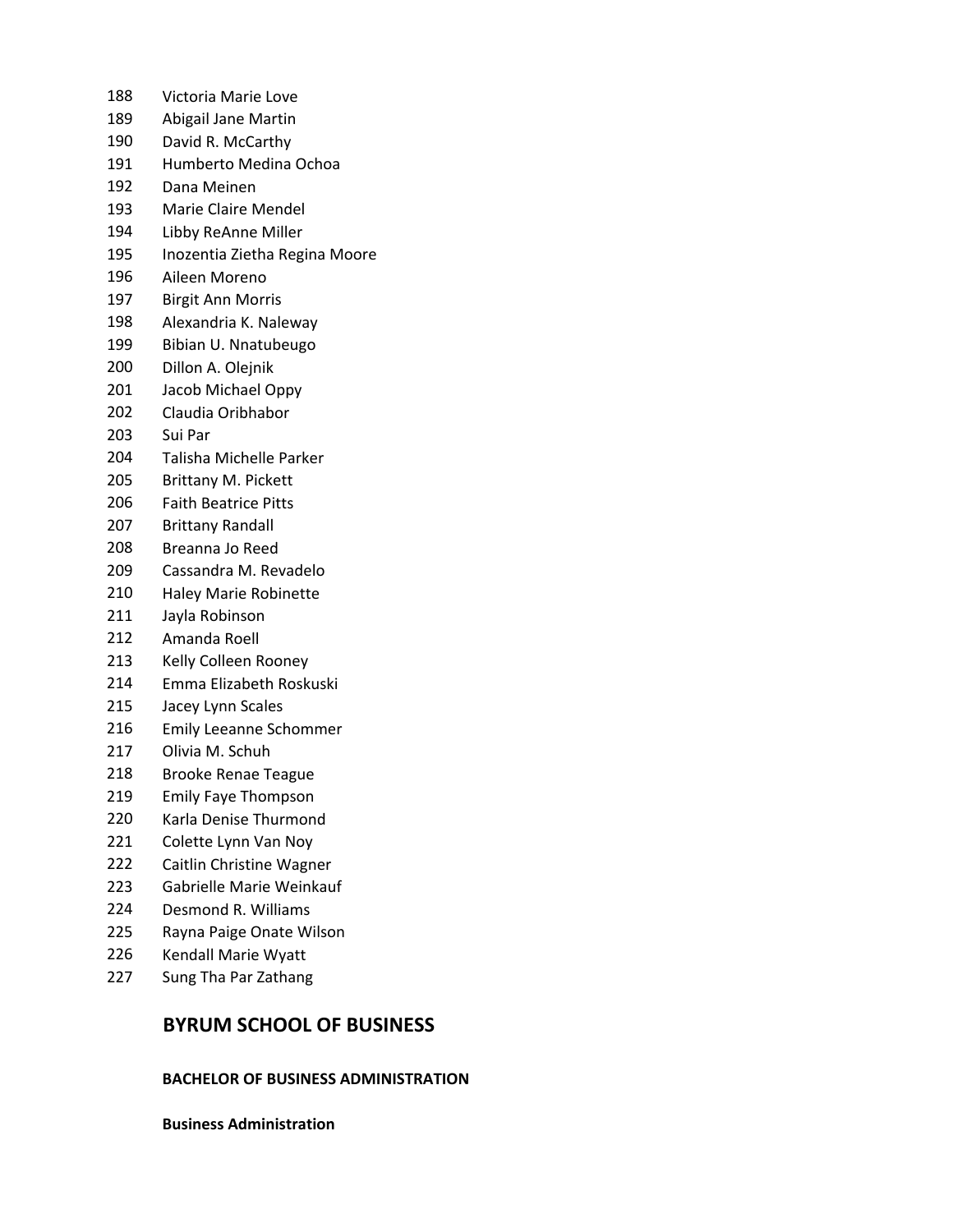188 Victoria Marie Love
189 Abigail Jane Martin
190 David R. McCarthy
191 Humberto Medina Ochoa
192 Dana Meinen
193 Marie Claire Mendel
194 Libby ReAnne Miller
195 Inozentia Ziethа Regina Moore
196 Aileen Moreno
197 Birgit Ann Morris
198 Alexandria K. Naleway
199 Bibian U. Nnatubeugo
200 Dillon A. Olejnik
201 Jacob Michael Oppy
202 Claudia Oribhabor
203 Sui Par
204 Talisha Michelle Parker
205 Brittany M. Pickett
206 Faith Beatrice Pitts
207 Brittany Randall
208 Breanna Jo Reed
209 Cassandra M. Revadelo
210 Haley Marie Robinette
211 Jayla Robinson
212 Amanda Roell
213 Kelly Colleen Rooney
214 Emma Elizabeth Roskuski
215 Jacey Lynn Scales
216 Emily Leeanne Schommer
217 Olivia M. Schuh
218 Brooke Renae Teague
219 Emily Faye Thompson
220 Karla Denise Thurmond
221 Colette Lynn Van Noy
222 Caitlin Christine Wagner
223 Gabrielle Marie Weinkauf
224 Desmond R. Williams
225 Rayna Paige Onate Wilson
226 Kendall Marie Wyatt
227 Sung Tha Par Zathang

## BYRUM SCHOOL OF BUSINESS

### BACHELOR OF BUSINESS ADMINISTRATION

**Business Administration**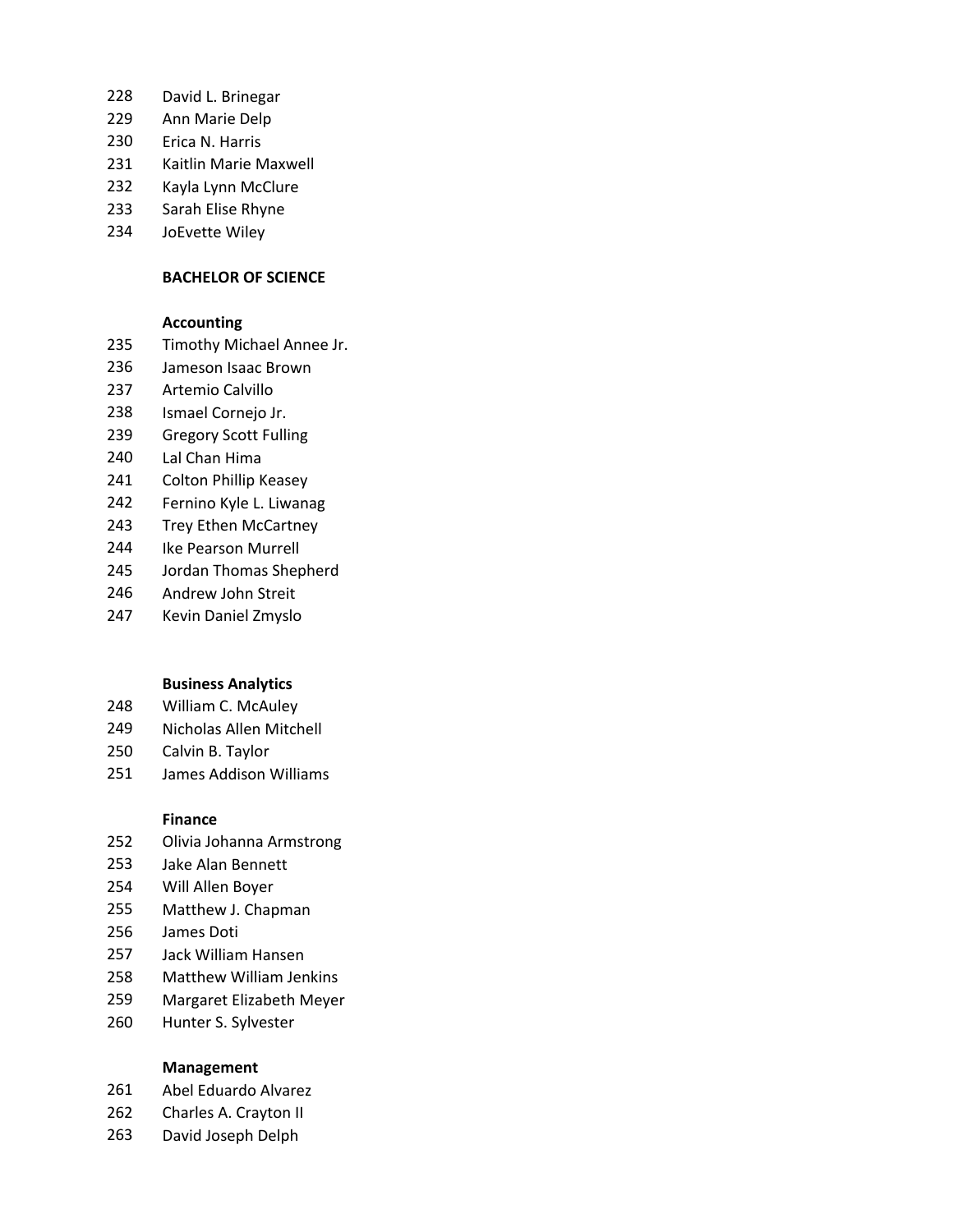228 David L. Brinegar
229 Ann Marie Delp
230 Erica N. Harris
231 Kaitlin Marie Maxwell
232 Kayla Lynn McClure
233 Sarah Elise Rhyne
234 JoEvette Wiley

## BACHELOR OF SCIENCE

### Accounting

235 Timothy Michael Annee Jr.
236 Jameson Isaac Brown
237 Artemio Calvillo
238 Ismael Cornejo Jr.
239 Gregory Scott Fulling
240 Lal Chan Hima
241 Colton Phillip Keasey
242 Fernino Kyle L. Liwanag
243 Trey Ethen McCartney
244 Ike Pearson Murrell
245 Jordan Thomas Shepherd
246 Andrew John Streit
247 Kevin Daniel Zmyslo

### Business Analytics

248 William C. McAuley
249 Nicholas Allen Mitchell
250 Calvin B. Taylor
251 James Addison Williams

### Finance

252 Olivia Johanna Armstrong
253 Jake Alan Bennett
254 Will Allen Boyer
255 Matthew J. Chapman
256 James Doti
257 Jack William Hansen
258 Matthew William Jenkins
259 Margaret Elizabeth Meyer
260 Hunter S. Sylvester

### Management

261 Abel Eduardo Alvarez
262 Charles A. Crayton II
263 David Joseph Delph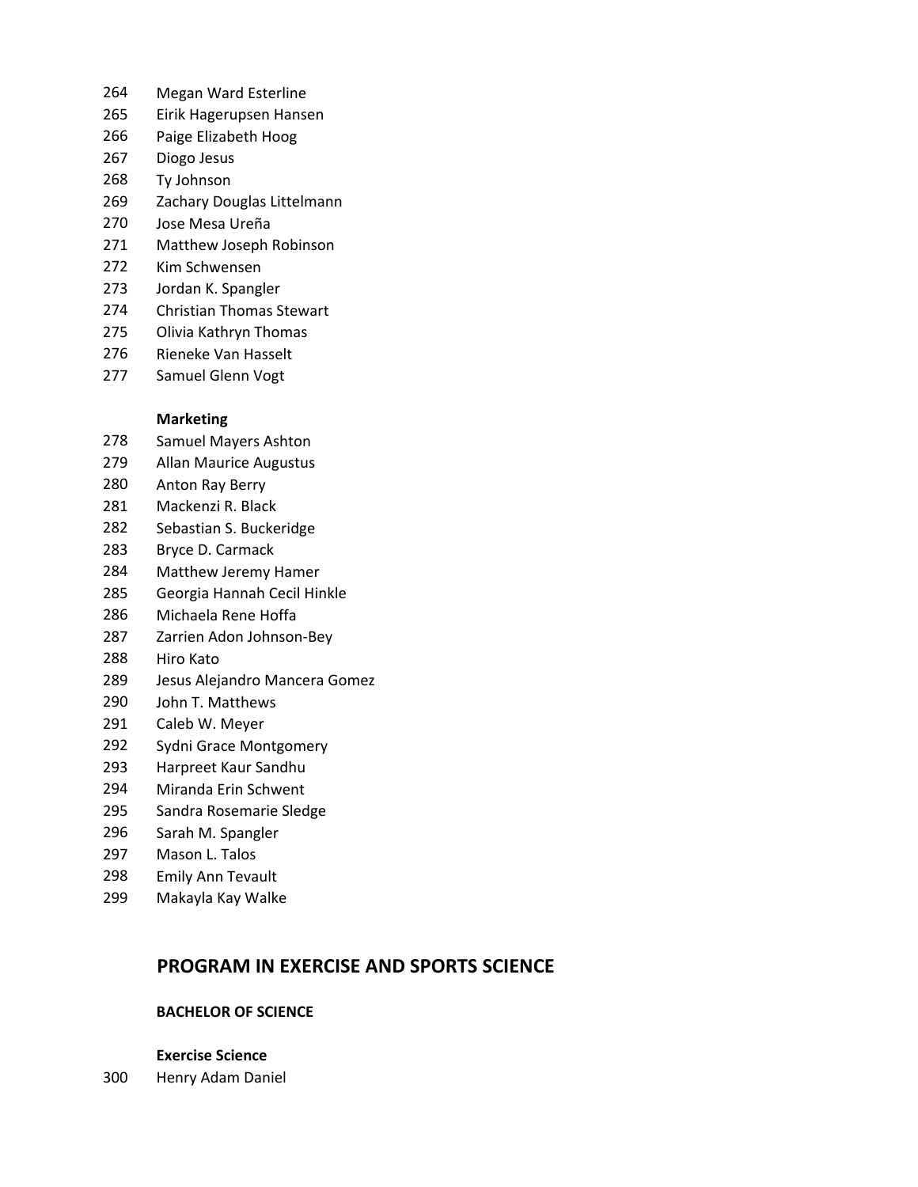264 Megan Ward Esterline
265 Eirik Hagerupsen Hansen
266 Paige Elizabeth Hoog
267 Diogo Jesus
268 Ty Johnson
269 Zachary Douglas Littelmann
270 Jose Mesa Ureña
271 Matthew Joseph Robinson
272 Kim Schwensen
273 Jordan K. Spangler
274 Christian Thomas Stewart
275 Olivia Kathryn Thomas
276 Rieneke Van Hasselt
277 Samuel Glenn Vogt

**Marketing**

278 Samuel Mayers Ashton
279 Allan Maurice Augustus
280 Anton Ray Berry
281 Mackenzi R. Black
282 Sebastian S. Buckeridge
283 Bryce D. Carmack
284 Matthew Jeremy Hamer
285 Georgia Hannah Cecil Hinkle
286 Michaela Rene Hoffa
287 Zarrien Adon Johnson-Bey
288 Hiro Kato
289 Jesus Alejandro Mancera Gomez
290 John T. Matthews
291 Caleb W. Meyer
292 Sydni Grace Montgomery
293 Harpreet Kaur Sandhu
294 Miranda Erin Schwent
295 Sandra Rosemarie Sledge
296 Sarah M. Spangler
297 Mason L. Talos
298 Emily Ann Tevault
299 Makayla Kay Walke

## PROGRAM IN EXERCISE AND SPORTS SCIENCE

### BACHELOR OF SCIENCE

**Exercise Science**

300 Henry Adam Daniel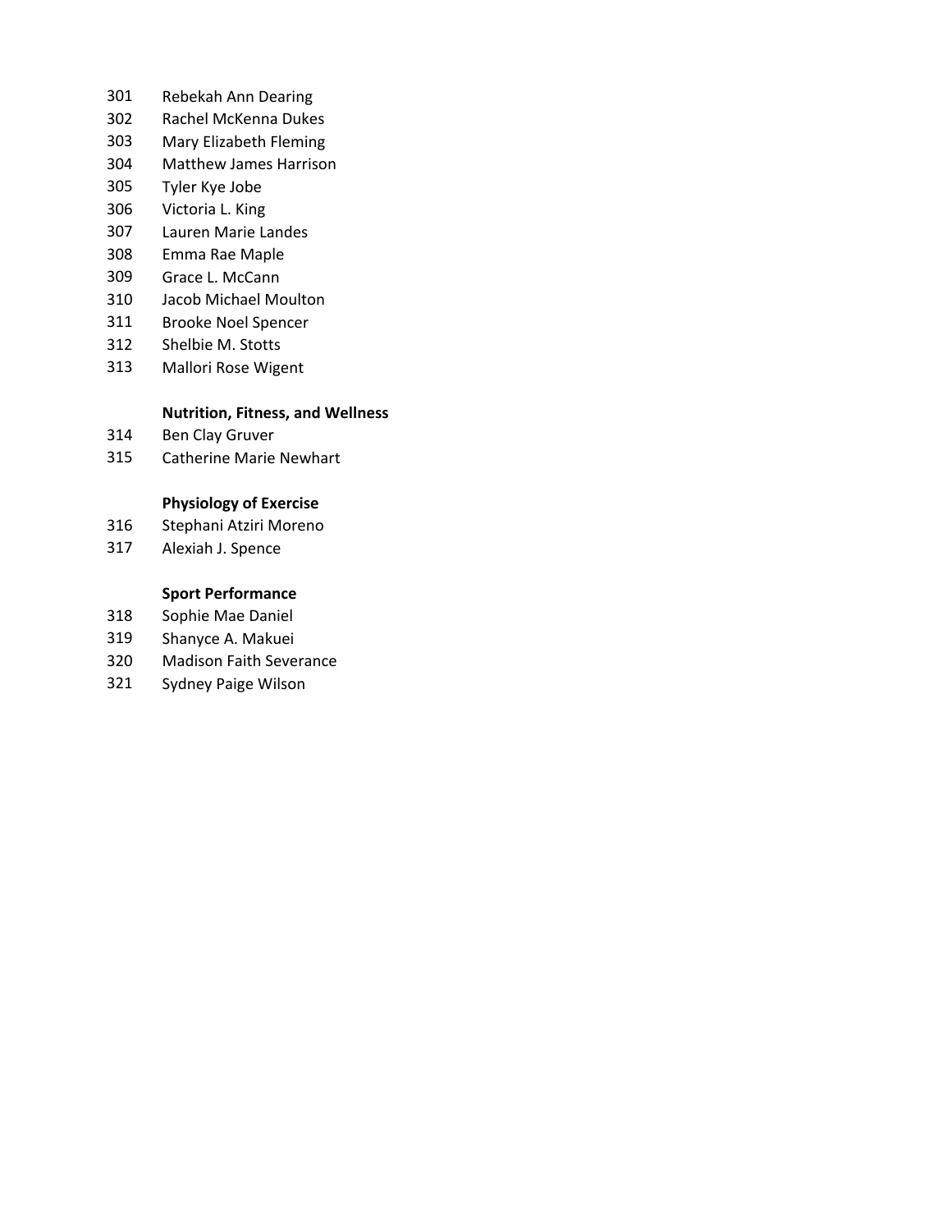301 Rebekah Ann Dearing
302 Rachel McKenna Dukes
303 Mary Elizabeth Fleming
304 Matthew James Harrison
305 Tyler Kye Jobe
306 Victoria L. King
307 Lauren Marie Landes
308 Emma Rae Maple
309 Grace L. McCann
310 Jacob Michael Moulton
311 Brooke Noel Spencer
312 Shelbie M. Stotts
313 Mallori Rose Wigent

**Nutrition, Fitness, and Wellness**

314 Ben Clay Gruver
315 Catherine Marie Newhart

**Physiology of Exercise**

316 Stephani Atziri Moreno
317 Alexiah J. Spence

**Sport Performance**

318 Sophie Mae Daniel
319 Shanyce A. Makuei
320 Madison Faith Severance
321 Sydney Paige Wilson